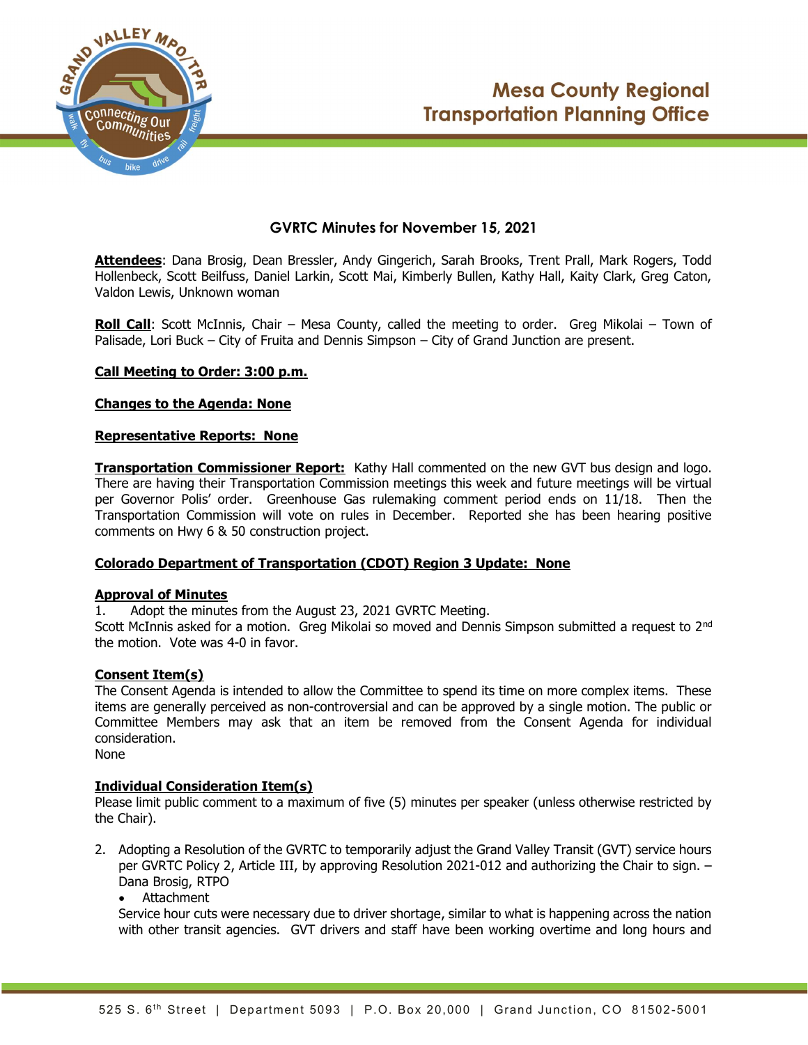# Mesa County Regional Transportation Planning Office

## GVRTC Minutes for November 15, 2021

**Attendees**: Dana Brosig, Dean Bressler, Andy Gingerich, Sarah Brooks, Trent Prall, Mark Rogers, Todd Hollenbeck, Scott Beilfuss, Daniel Larkin, Scott Mai, Kimberly Bullen, Kathy Hall, Kaity Clark, Greg Caton, Valdon Lewis, Unknown woman

**Roll Call**: Scott McInnis, Chair – Mesa County, called the meeting to order. Greg Mikolai – Town of Palisade, Lori Buck – City of Fruita and Dennis Simpson – City of Grand Junction are present.

**Call Meeting to Order: 3:00 p.m.**

**Changes to the Agenda: None**

**Representative Reports: None**

**Transportation Commissioner Report:** Kathy Hall commented on the new GVT bus design and logo. There are having their Transportation Commission meetings this week and future meetings will be virtual per Governor Polis' order. Greenhouse Gas rulemaking comment period ends on 11/18. Then the Transportation Commission will vote on rules in December. Reported she has been hearing positive comments on Hwy 6 & 50 construction project.

**Colorado Department of Transportation (CDOT) Region 3 Update: None**

**Approval of Minutes**

1. Adopt the minutes from the August 23, 2021 GVRTC Meeting.

Scott McInnis asked for a motion. Greg Mikolai so moved and Dennis Simpson submitted a request to 2nd the motion. Vote was 4-0 in favor.

**Consent Item(s)**

The Consent Agenda is intended to allow the Committee to spend its time on more complex items. These items are generally perceived as non-controversial and can be approved by a single motion. The public or Committee Members may ask that an item be removed from the Consent Agenda for individual consideration.

None

**Individual Consideration Item(s)**

Please limit public comment to a maximum of five (5) minutes per speaker (unless otherwise restricted by the Chair).

2. Adopting a Resolution of the GVRTC to temporarily adjust the Grand Valley Transit (GVT) service hours per GVRTC Policy 2, Article III, by approving Resolution 2021-012 and authorizing the Chair to sign. – Dana Brosig, RTPO
   - Attachment

   Service hour cuts were necessary due to driver shortage, similar to what is happening across the nation with other transit agencies. GVT drivers and staff have been working overtime and long hours and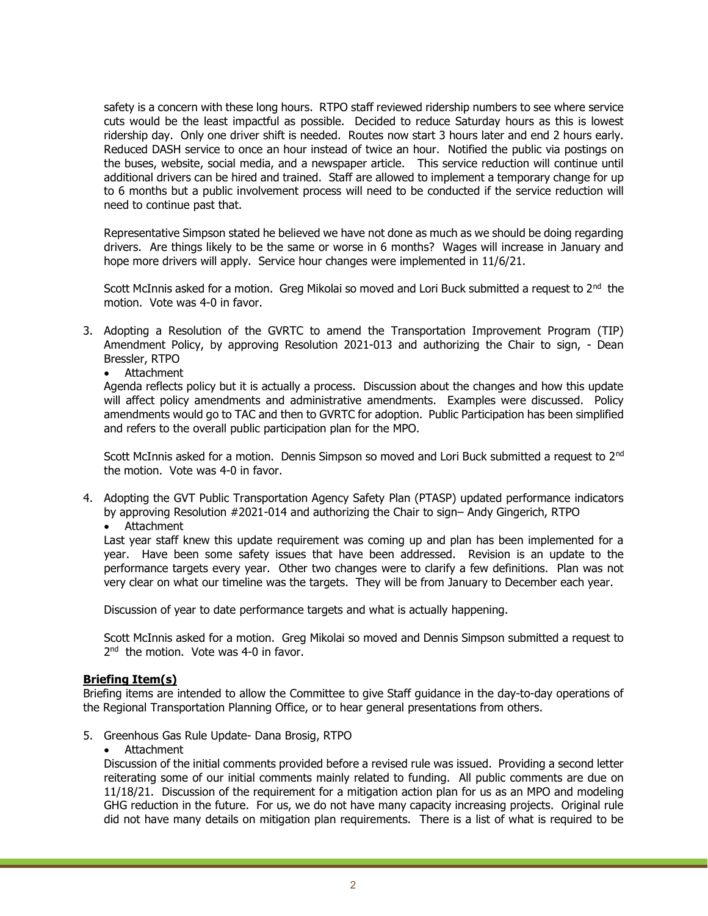safety is a concern with these long hours. RTPO staff reviewed ridership numbers to see where service cuts would be the least impactful as possible. Decided to reduce Saturday hours as this is lowest ridership day. Only one driver shift is needed. Routes now start 3 hours later and end 2 hours early. Reduced DASH service to once an hour instead of twice an hour. Notified the public via postings on the buses, website, social media, and a newspaper article. This service reduction will continue until additional drivers can be hired and trained. Staff are allowed to implement a temporary change for up to 6 months but a public involvement process will need to be conducted if the service reduction will need to continue past that.

Representative Simpson stated he believed we have not done as much as we should be doing regarding drivers. Are things likely to be the same or worse in 6 months? Wages will increase in January and hope more drivers will apply. Service hour changes were implemented in 11/6/21.

Scott McInnis asked for a motion. Greg Mikolai so moved and Lori Buck submitted a request to 2nd the motion. Vote was 4-0 in favor.

3. Adopting a Resolution of the GVRTC to amend the Transportation Improvement Program (TIP) Amendment Policy, by approving Resolution 2021-013 and authorizing the Chair to sign, - Dean Bressler, RTPO
   - Attachment

   Agenda reflects policy but it is actually a process. Discussion about the changes and how this update will affect policy amendments and administrative amendments. Examples were discussed. Policy amendments would go to TAC and then to GVRTC for adoption. Public Participation has been simplified and refers to the overall public participation plan for the MPO.

   Scott McInnis asked for a motion. Dennis Simpson so moved and Lori Buck submitted a request to 2nd the motion. Vote was 4-0 in favor.

4. Adopting the GVT Public Transportation Agency Safety Plan (PTASP) updated performance indicators by approving Resolution #2021-014 and authorizing the Chair to sign– Andy Gingerich, RTPO
   - Attachment

   Last year staff knew this update requirement was coming up and plan has been implemented for a year. Have been some safety issues that have been addressed. Revision is an update to the performance targets every year. Other two changes were to clarify a few definitions. Plan was not very clear on what our timeline was the targets. They will be from January to December each year.

   Discussion of year to date performance targets and what is actually happening.

   Scott McInnis asked for a motion. Greg Mikolai so moved and Dennis Simpson submitted a request to 2nd the motion. Vote was 4-0 in favor.

**Briefing Item(s)**

Briefing items are intended to allow the Committee to give Staff guidance in the day-to-day operations of the Regional Transportation Planning Office, or to hear general presentations from others.

5. Greenhous Gas Rule Update- Dana Brosig, RTPO
   - Attachment

   Discussion of the initial comments provided before a revised rule was issued. Providing a second letter reiterating some of our initial comments mainly related to funding. All public comments are due on 11/18/21. Discussion of the requirement for a mitigation action plan for us as an MPO and modeling GHG reduction in the future. For us, we do not have many capacity increasing projects. Original rule did not have many details on mitigation plan requirements. There is a list of what is required to be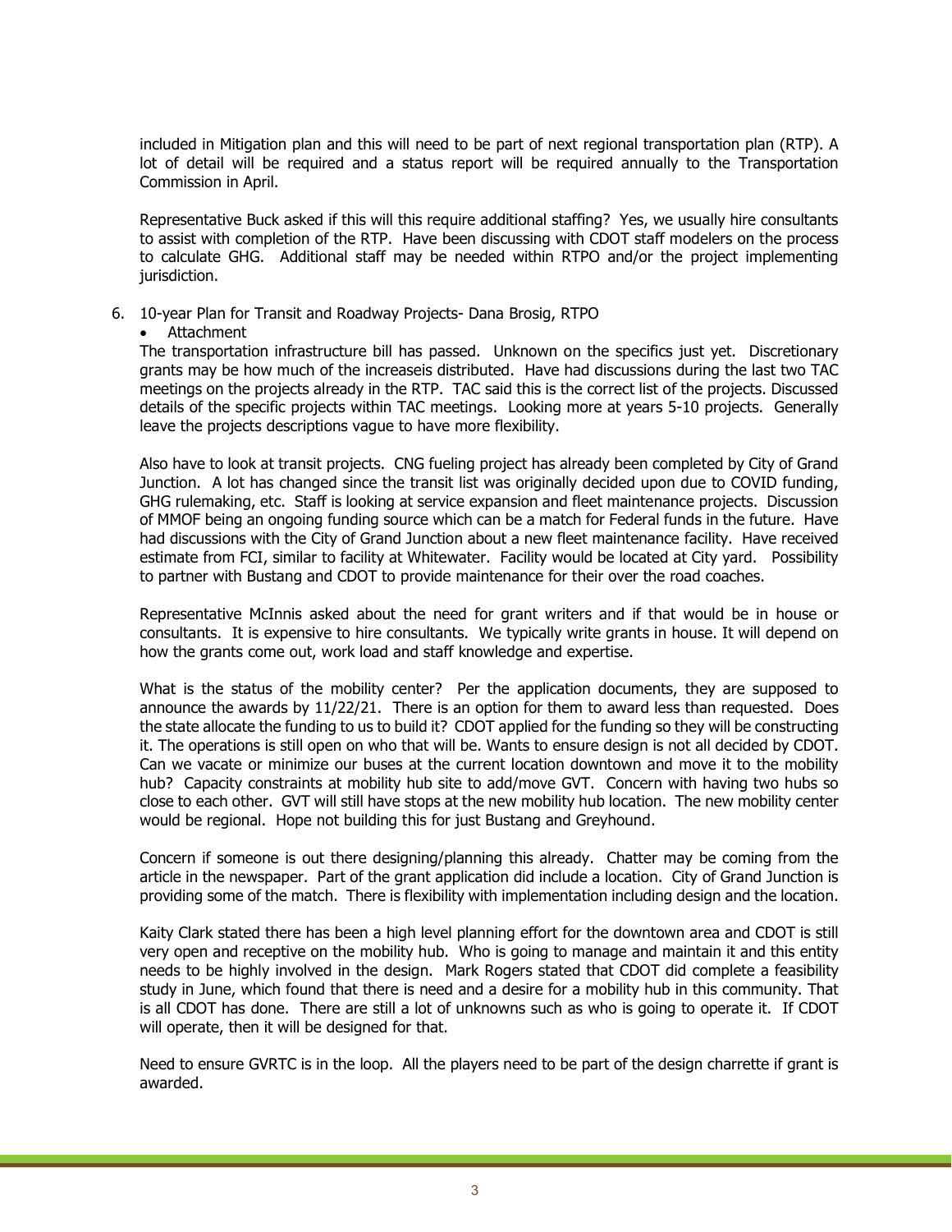included in Mitigation plan and this will need to be part of next regional transportation plan (RTP). A lot of detail will be required and a status report will be required annually to the Transportation Commission in April.

Representative Buck asked if this will this require additional staffing? Yes, we usually hire consultants to assist with completion of the RTP. Have been discussing with CDOT staff modelers on the process to calculate GHG. Additional staff may be needed within RTPO and/or the project implementing jurisdiction.

6. 10-year Plan for Transit and Roadway Projects- Dana Brosig, RTPO
   - Attachment

   The transportation infrastructure bill has passed. Unknown on the specifics just yet. Discretionary grants may be how much of the increaseis distributed. Have had discussions during the last two TAC meetings on the projects already in the RTP. TAC said this is the correct list of the projects. Discussed details of the specific projects within TAC meetings. Looking more at years 5-10 projects. Generally leave the projects descriptions vague to have more flexibility.

   Also have to look at transit projects. CNG fueling project has already been completed by City of Grand Junction. A lot has changed since the transit list was originally decided upon due to COVID funding, GHG rulemaking, etc. Staff is looking at service expansion and fleet maintenance projects. Discussion of MMOF being an ongoing funding source which can be a match for Federal funds in the future. Have had discussions with the City of Grand Junction about a new fleet maintenance facility. Have received estimate from FCI, similar to facility at Whitewater. Facility would be located at City yard. Possibility to partner with Bustang and CDOT to provide maintenance for their over the road coaches.

   Representative McInnis asked about the need for grant writers and if that would be in house or consultants. It is expensive to hire consultants. We typically write grants in house. It will depend on how the grants come out, work load and staff knowledge and expertise.

   What is the status of the mobility center? Per the application documents, they are supposed to announce the awards by 11/22/21. There is an option for them to award less than requested. Does the state allocate the funding to us to build it? CDOT applied for the funding so they will be constructing it. The operations is still open on who that will be. Wants to ensure design is not all decided by CDOT. Can we vacate or minimize our buses at the current location downtown and move it to the mobility hub? Capacity constraints at mobility hub site to add/move GVT. Concern with having two hubs so close to each other. GVT will still have stops at the new mobility hub location. The new mobility center would be regional. Hope not building this for just Bustang and Greyhound.

   Concern if someone is out there designing/planning this already. Chatter may be coming from the article in the newspaper. Part of the grant application did include a location. City of Grand Junction is providing some of the match. There is flexibility with implementation including design and the location.

   Kaity Clark stated there has been a high level planning effort for the downtown area and CDOT is still very open and receptive on the mobility hub. Who is going to manage and maintain it and this entity needs to be highly involved in the design. Mark Rogers stated that CDOT did complete a feasibility study in June, which found that there is need and a desire for a mobility hub in this community. That is all CDOT has done. There are still a lot of unknowns such as who is going to operate it. If CDOT will operate, then it will be designed for that.

   Need to ensure GVRTC is in the loop. All the players need to be part of the design charrette if grant is awarded.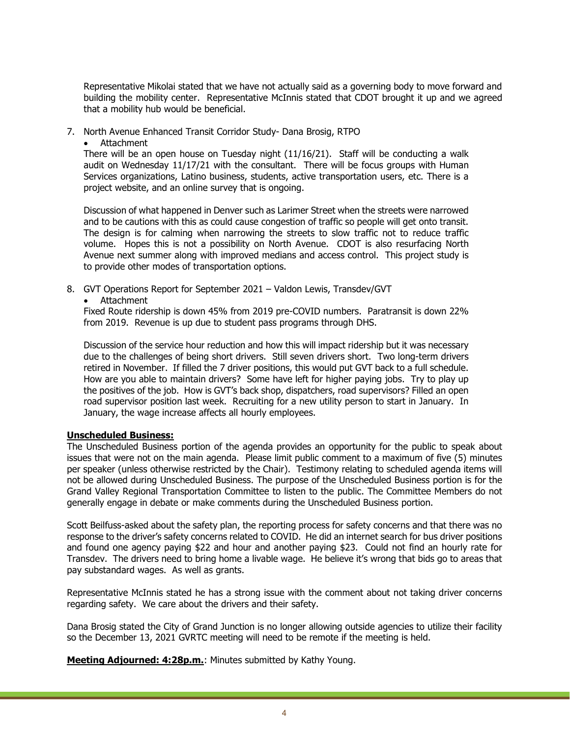Representative Mikolai stated that we have not actually said as a governing body to move forward and building the mobility center. Representative McInnis stated that CDOT brought it up and we agreed that a mobility hub would be beneficial.

7. North Avenue Enhanced Transit Corridor Study- Dana Brosig, RTPO
   - Attachment

   There will be an open house on Tuesday night (11/16/21). Staff will be conducting a walk audit on Wednesday 11/17/21 with the consultant. There will be focus groups with Human Services organizations, Latino business, students, active transportation users, etc. There is a project website, and an online survey that is ongoing.

   Discussion of what happened in Denver such as Larimer Street when the streets were narrowed and to be cautions with this as could cause congestion of traffic so people will get onto transit. The design is for calming when narrowing the streets to slow traffic not to reduce traffic volume. Hopes this is not a possibility on North Avenue. CDOT is also resurfacing North Avenue next summer along with improved medians and access control. This project study is to provide other modes of transportation options.

8. GVT Operations Report for September 2021 – Valdon Lewis, Transdev/GVT
   - Attachment

   Fixed Route ridership is down 45% from 2019 pre-COVID numbers. Paratransit is down 22% from 2019. Revenue is up due to student pass programs through DHS.

   Discussion of the service hour reduction and how this will impact ridership but it was necessary due to the challenges of being short drivers. Still seven drivers short. Two long-term drivers retired in November. If filled the 7 driver positions, this would put GVT back to a full schedule. How are you able to maintain drivers? Some have left for higher paying jobs. Try to play up the positives of the job. How is GVT's back shop, dispatchers, road supervisors? Filled an open road supervisor position last week. Recruiting for a new utility person to start in January. In January, the wage increase affects all hourly employees.

**Unscheduled Business:**

The Unscheduled Business portion of the agenda provides an opportunity for the public to speak about issues that were not on the main agenda. Please limit public comment to a maximum of five (5) minutes per speaker (unless otherwise restricted by the Chair). Testimony relating to scheduled agenda items will not be allowed during Unscheduled Business. The purpose of the Unscheduled Business portion is for the Grand Valley Regional Transportation Committee to listen to the public. The Committee Members do not generally engage in debate or make comments during the Unscheduled Business portion.

Scott Beilfuss-asked about the safety plan, the reporting process for safety concerns and that there was no response to the driver's safety concerns related to COVID. He did an internet search for bus driver positions and found one agency paying $22 and hour and another paying $23. Could not find an hourly rate for Transdev. The drivers need to bring home a livable wage. He believe it's wrong that bids go to areas that pay substandard wages. As well as grants.

Representative McInnis stated he has a strong issue with the comment about not taking driver concerns regarding safety. We care about the drivers and their safety.

Dana Brosig stated the City of Grand Junction is no longer allowing outside agencies to utilize their facility so the December 13, 2021 GVRTC meeting will need to be remote if the meeting is held.

**Meeting Adjourned: 4:28p.m.**: Minutes submitted by Kathy Young.